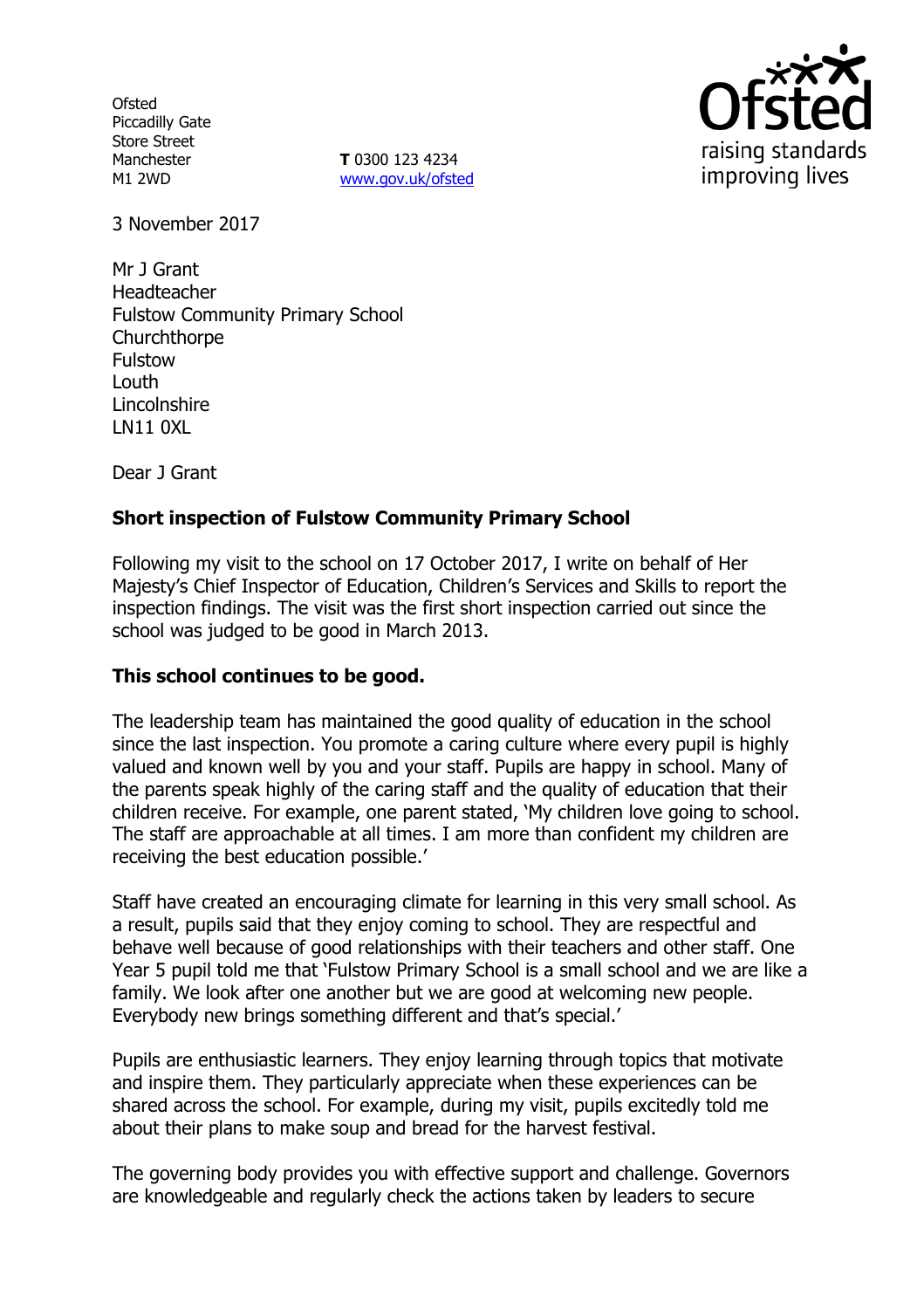Ofsted
Piccadilly Gate
Store Street
Manchester
M1 2WD

**T** 0300 123 4234
www.gov.uk/ofsted

3 November 2017

Mr J Grant
Headteacher
Fulstow Community Primary School
Churchthorpe
Fulstow
Louth
Lincolnshire
LN11 0XL

Dear J Grant

**Short inspection of Fulstow Community Primary School**

Following my visit to the school on 17 October 2017, I write on behalf of Her Majesty's Chief Inspector of Education, Children's Services and Skills to report the inspection findings. The visit was the first short inspection carried out since the school was judged to be good in March 2013.

**This school continues to be good.**

The leadership team has maintained the good quality of education in the school since the last inspection. You promote a caring culture where every pupil is highly valued and known well by you and your staff. Pupils are happy in school. Many of the parents speak highly of the caring staff and the quality of education that their children receive. For example, one parent stated, 'My children love going to school. The staff are approachable at all times. I am more than confident my children are receiving the best education possible.'

Staff have created an encouraging climate for learning in this very small school. As a result, pupils said that they enjoy coming to school. They are respectful and behave well because of good relationships with their teachers and other staff. One Year 5 pupil told me that 'Fulstow Primary School is a small school and we are like a family. We look after one another but we are good at welcoming new people. Everybody new brings something different and that's special.'

Pupils are enthusiastic learners. They enjoy learning through topics that motivate and inspire them. They particularly appreciate when these experiences can be shared across the school. For example, during my visit, pupils excitedly told me about their plans to make soup and bread for the harvest festival.

The governing body provides you with effective support and challenge. Governors are knowledgeable and regularly check the actions taken by leaders to secure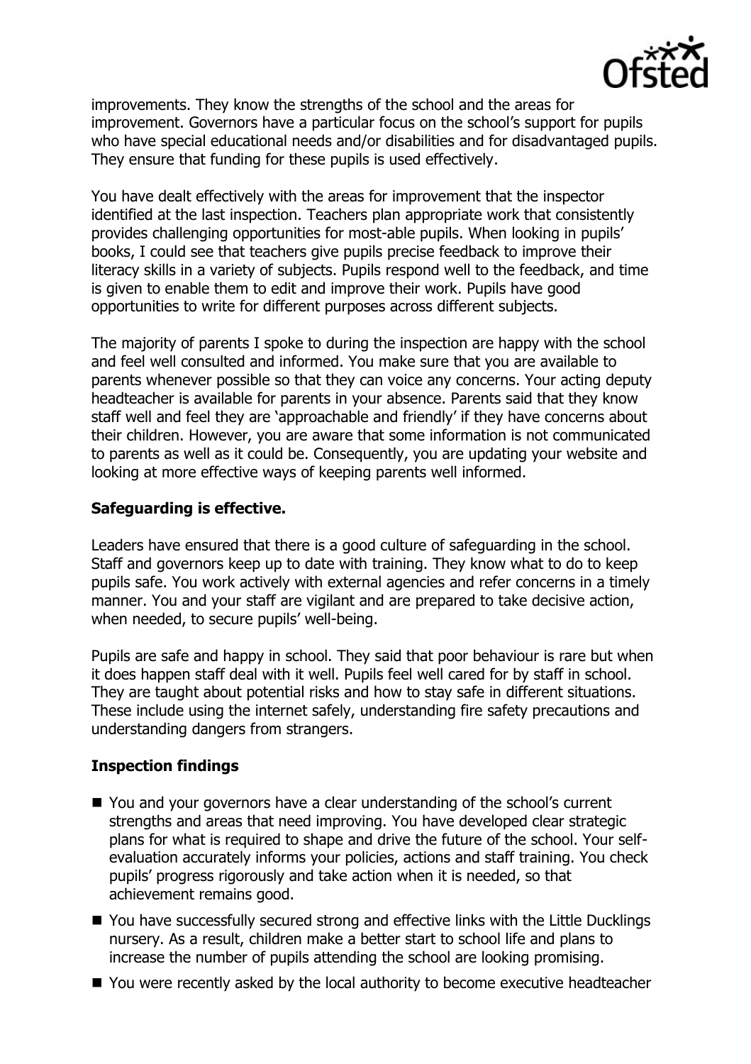improvements. They know the strengths of the school and the areas for improvement. Governors have a particular focus on the school's support for pupils who have special educational needs and/or disabilities and for disadvantaged pupils. They ensure that funding for these pupils is used effectively.

You have dealt effectively with the areas for improvement that the inspector identified at the last inspection. Teachers plan appropriate work that consistently provides challenging opportunities for most-able pupils. When looking in pupils' books, I could see that teachers give pupils precise feedback to improve their literacy skills in a variety of subjects. Pupils respond well to the feedback, and time is given to enable them to edit and improve their work. Pupils have good opportunities to write for different purposes across different subjects.

The majority of parents I spoke to during the inspection are happy with the school and feel well consulted and informed. You make sure that you are available to parents whenever possible so that they can voice any concerns. Your acting deputy headteacher is available for parents in your absence. Parents said that they know staff well and feel they are 'approachable and friendly' if they have concerns about their children. However, you are aware that some information is not communicated to parents as well as it could be. Consequently, you are updating your website and looking at more effective ways of keeping parents well informed.

**Safeguarding is effective.**

Leaders have ensured that there is a good culture of safeguarding in the school. Staff and governors keep up to date with training. They know what to do to keep pupils safe. You work actively with external agencies and refer concerns in a timely manner. You and your staff are vigilant and are prepared to take decisive action, when needed, to secure pupils' well-being.

Pupils are safe and happy in school. They said that poor behaviour is rare but when it does happen staff deal with it well. Pupils feel well cared for by staff in school. They are taught about potential risks and how to stay safe in different situations. These include using the internet safely, understanding fire safety precautions and understanding dangers from strangers.

**Inspection findings**

- You and your governors have a clear understanding of the school's current strengths and areas that need improving. You have developed clear strategic plans for what is required to shape and drive the future of the school. Your self-evaluation accurately informs your policies, actions and staff training. You check pupils' progress rigorously and take action when it is needed, so that achievement remains good.
- You have successfully secured strong and effective links with the Little Ducklings nursery. As a result, children make a better start to school life and plans to increase the number of pupils attending the school are looking promising.
- You were recently asked by the local authority to become executive headteacher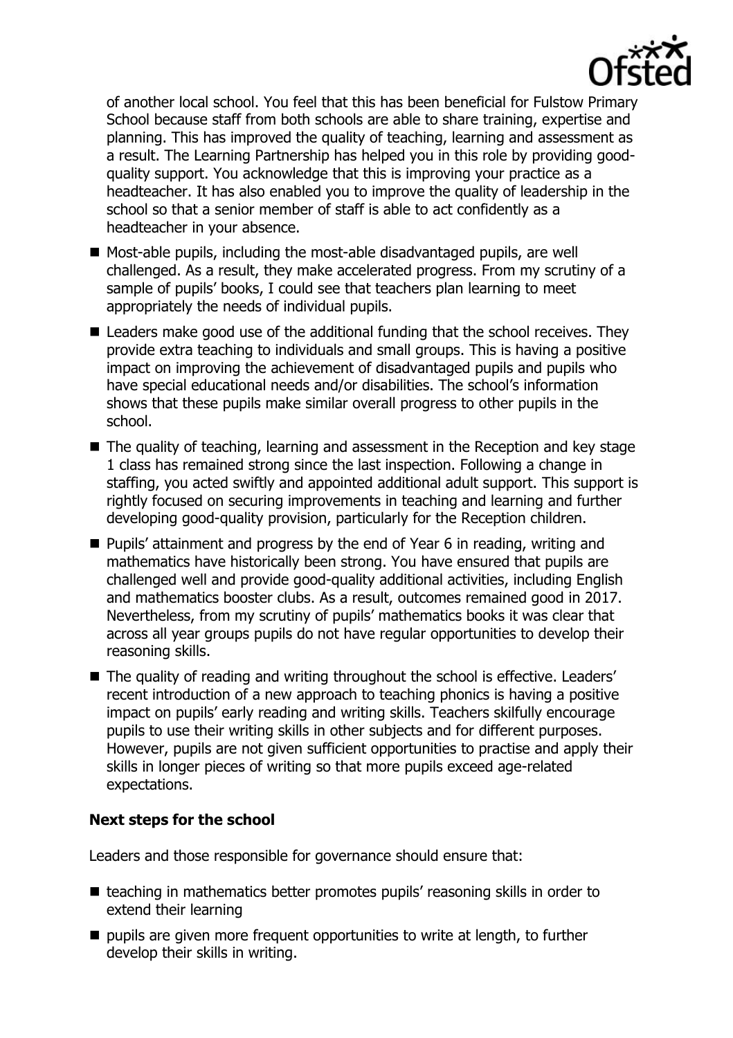of another local school. You feel that this has been beneficial for Fulstow Primary School because staff from both schools are able to share training, expertise and planning. This has improved the quality of teaching, learning and assessment as a result. The Learning Partnership has helped you in this role by providing good-quality support. You acknowledge that this is improving your practice as a headteacher. It has also enabled you to improve the quality of leadership in the school so that a senior member of staff is able to act confidently as a headteacher in your absence.

- Most-able pupils, including the most-able disadvantaged pupils, are well challenged. As a result, they make accelerated progress. From my scrutiny of a sample of pupils' books, I could see that teachers plan learning to meet appropriately the needs of individual pupils.
- Leaders make good use of the additional funding that the school receives. They provide extra teaching to individuals and small groups. This is having a positive impact on improving the achievement of disadvantaged pupils and pupils who have special educational needs and/or disabilities. The school's information shows that these pupils make similar overall progress to other pupils in the school.
- The quality of teaching, learning and assessment in the Reception and key stage 1 class has remained strong since the last inspection. Following a change in staffing, you acted swiftly and appointed additional adult support. This support is rightly focused on securing improvements in teaching and learning and further developing good-quality provision, particularly for the Reception children.
- Pupils' attainment and progress by the end of Year 6 in reading, writing and mathematics have historically been strong. You have ensured that pupils are challenged well and provide good-quality additional activities, including English and mathematics booster clubs. As a result, outcomes remained good in 2017. Nevertheless, from my scrutiny of pupils' mathematics books it was clear that across all year groups pupils do not have regular opportunities to develop their reasoning skills.
- The quality of reading and writing throughout the school is effective. Leaders' recent introduction of a new approach to teaching phonics is having a positive impact on pupils' early reading and writing skills. Teachers skilfully encourage pupils to use their writing skills in other subjects and for different purposes. However, pupils are not given sufficient opportunities to practise and apply their skills in longer pieces of writing so that more pupils exceed age-related expectations.

## Next steps for the school

Leaders and those responsible for governance should ensure that:

- teaching in mathematics better promotes pupils' reasoning skills in order to extend their learning
- pupils are given more frequent opportunities to write at length, to further develop their skills in writing.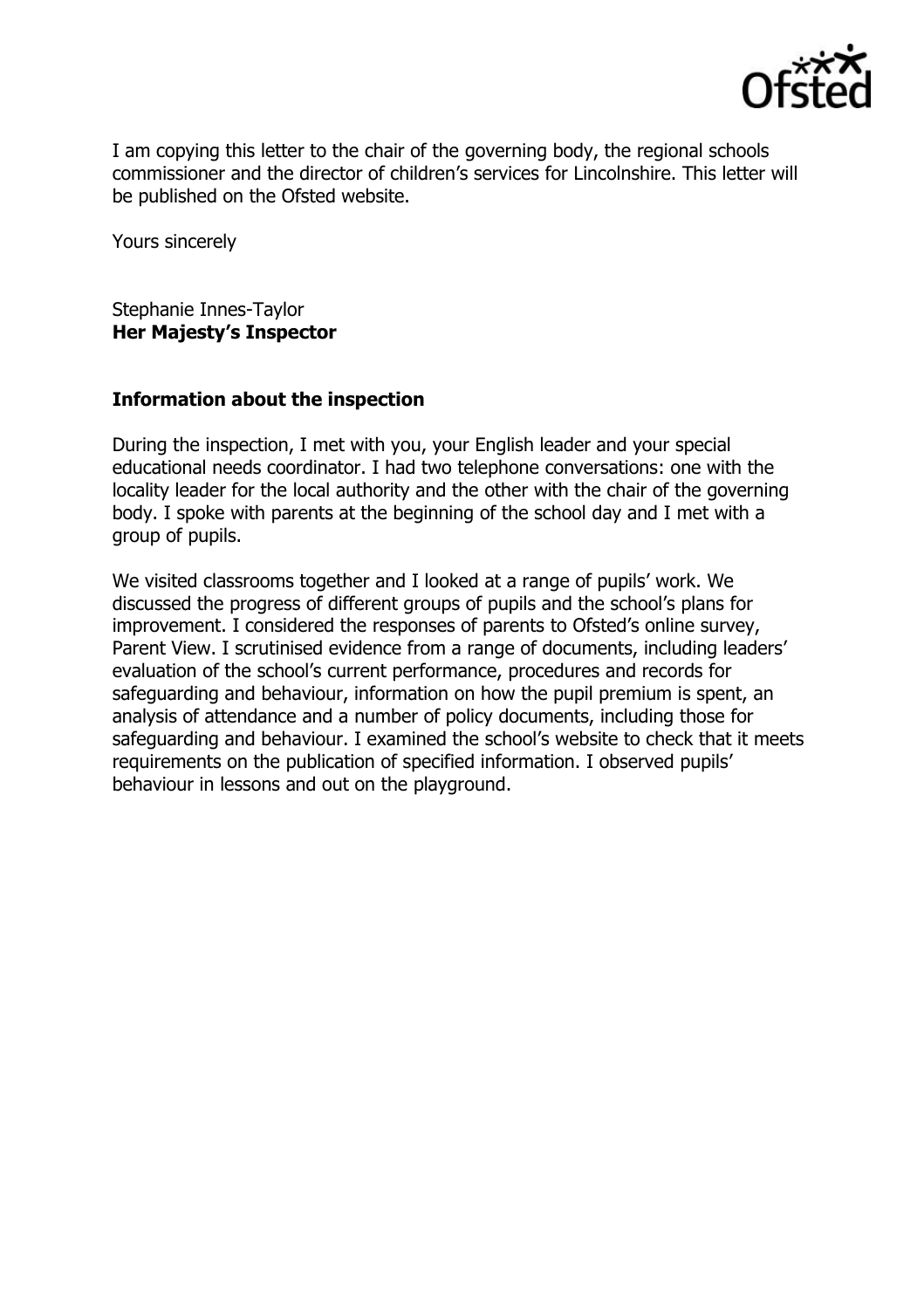I am copying this letter to the chair of the governing body, the regional schools commissioner and the director of children's services for Lincolnshire. This letter will be published on the Ofsted website.

Yours sincerely

Stephanie Innes-Taylor
**Her Majesty's Inspector**

## Information about the inspection

During the inspection, I met with you, your English leader and your special educational needs coordinator. I had two telephone conversations: one with the locality leader for the local authority and the other with the chair of the governing body. I spoke with parents at the beginning of the school day and I met with a group of pupils.

We visited classrooms together and I looked at a range of pupils' work. We discussed the progress of different groups of pupils and the school's plans for improvement. I considered the responses of parents to Ofsted's online survey, Parent View. I scrutinised evidence from a range of documents, including leaders' evaluation of the school's current performance, procedures and records for safeguarding and behaviour, information on how the pupil premium is spent, an analysis of attendance and a number of policy documents, including those for safeguarding and behaviour. I examined the school's website to check that it meets requirements on the publication of specified information. I observed pupils' behaviour in lessons and out on the playground.